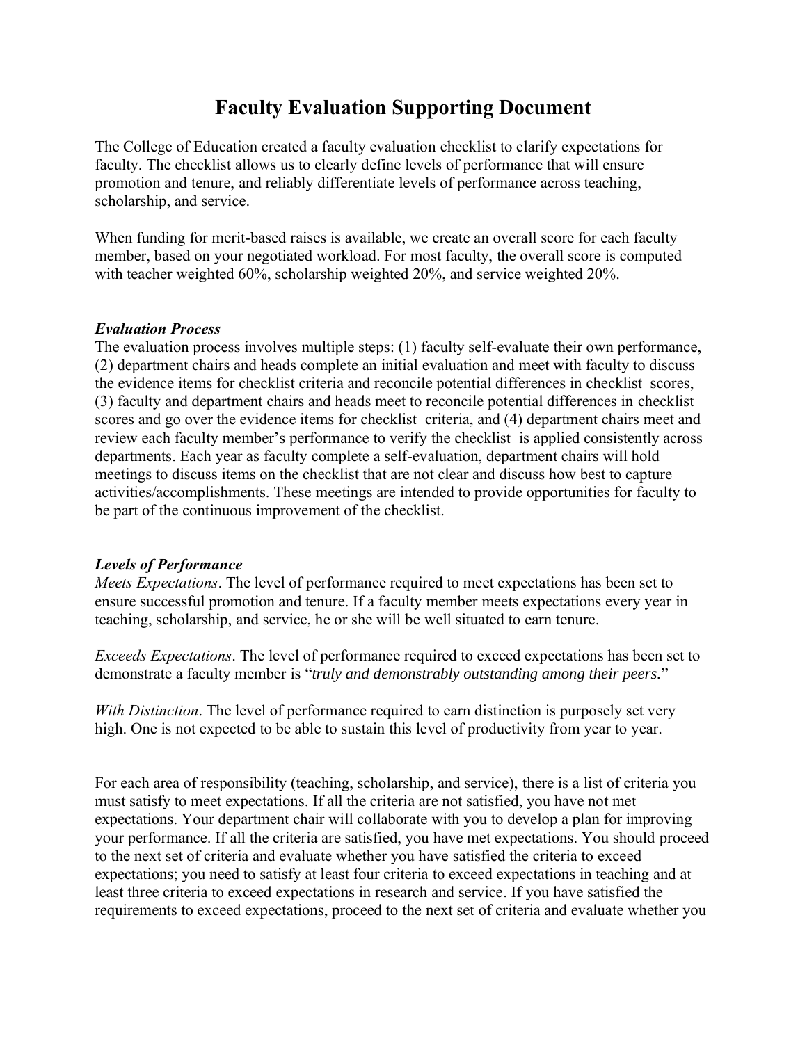# Faculty Evaluation Supporting Document

The College of Education created a faculty evaluation checklist to clarify expectations for faculty. The checklist allows us to clearly define levels of performance that will ensure promotion and tenure, and reliably differentiate levels of performance across teaching, scholarship, and service.

When funding for merit-based raises is available, we create an overall score for each faculty member, based on your negotiated workload. For most faculty, the overall score is computed with teacher weighted 60%, scholarship weighted 20%, and service weighted 20%.

***Evaluation Process***

The evaluation process involves multiple steps: (1) faculty self-evaluate their own performance, (2) department chairs and heads complete an initial evaluation and meet with faculty to discuss the evidence items for checklist criteria and reconcile potential differences in checklist scores, (3) faculty and department chairs and heads meet to reconcile potential differences in checklist scores and go over the evidence items for checklist criteria, and (4) department chairs meet and review each faculty member's performance to verify the checklist is applied consistently across departments. Each year as faculty complete a self-evaluation, department chairs will hold meetings to discuss items on the checklist that are not clear and discuss how best to capture activities/accomplishments. These meetings are intended to provide opportunities for faculty to be part of the continuous improvement of the checklist.

***Levels of Performance***

*Meets Expectations*. The level of performance required to meet expectations has been set to ensure successful promotion and tenure. If a faculty member meets expectations every year in teaching, scholarship, and service, he or she will be well situated to earn tenure.

*Exceeds Expectations*. The level of performance required to exceed expectations has been set to demonstrate a faculty member is "*truly and demonstrably outstanding among their peers.*"

*With Distinction*. The level of performance required to earn distinction is purposely set very high. One is not expected to be able to sustain this level of productivity from year to year.

For each area of responsibility (teaching, scholarship, and service), there is a list of criteria you must satisfy to meet expectations. If all the criteria are not satisfied, you have not met expectations. Your department chair will collaborate with you to develop a plan for improving your performance. If all the criteria are satisfied, you have met expectations. You should proceed to the next set of criteria and evaluate whether you have satisfied the criteria to exceed expectations; you need to satisfy at least four criteria to exceed expectations in teaching and at least three criteria to exceed expectations in research and service. If you have satisfied the requirements to exceed expectations, proceed to the next set of criteria and evaluate whether you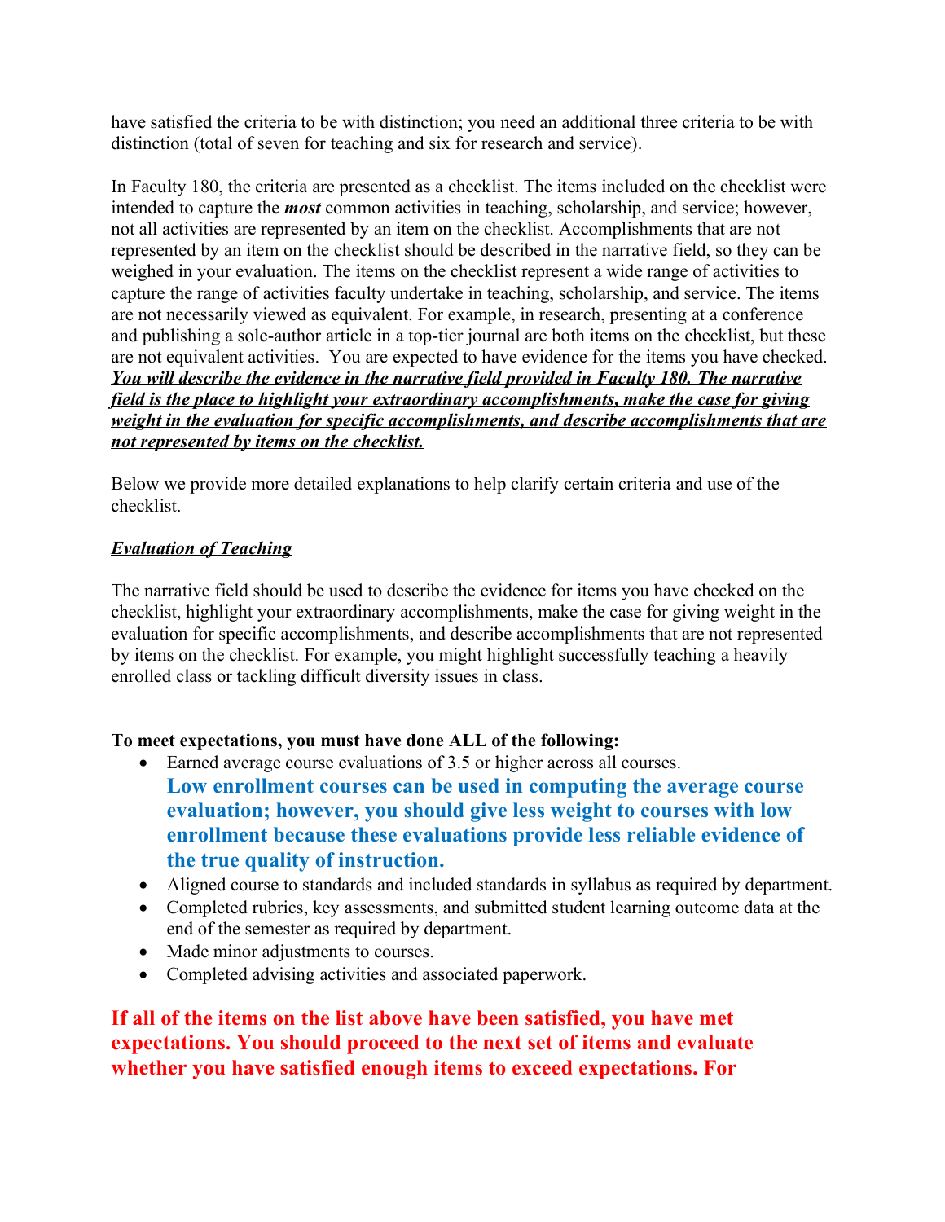have satisfied the criteria to be with distinction; you need an additional three criteria to be with distinction (total of seven for teaching and six for research and service).

In Faculty 180, the criteria are presented as a checklist. The items included on the checklist were intended to capture the ***most*** common activities in teaching, scholarship, and service; however, not all activities are represented by an item on the checklist. Accomplishments that are not represented by an item on the checklist should be described in the narrative field, so they can be weighed in your evaluation. The items on the checklist represent a wide range of activities to capture the range of activities faculty undertake in teaching, scholarship, and service. The items are not necessarily viewed as equivalent. For example, in research, presenting at a conference and publishing a sole-author article in a top-tier journal are both items on the checklist, but these are not equivalent activities. You are expected to have evidence for the items you have checked. ***<u>You will describe the evidence in the narrative field provided in Faculty 180. The narrative field is the place to highlight your extraordinary accomplishments, make the case for giving weight in the evaluation for specific accomplishments, and describe accomplishments that are not represented by items on the checklist.</u>***

Below we provide more detailed explanations to help clarify certain criteria and use of the checklist.

***<u>Evaluation of Teaching</u>***

The narrative field should be used to describe the evidence for items you have checked on the checklist, highlight your extraordinary accomplishments, make the case for giving weight in the evaluation for specific accomplishments, and describe accomplishments that are not represented by items on the checklist. For example, you might highlight successfully teaching a heavily enrolled class or tackling difficult diversity issues in class.

**To meet expectations, you must have done ALL of the following:**

- Earned average course evaluations of 3.5 or higher across all courses.
  **Low enrollment courses can be used in computing the average course evaluation; however, you should give less weight to courses with low enrollment because these evaluations provide less reliable evidence of the true quality of instruction.**
- Aligned course to standards and included standards in syllabus as required by department.
- Completed rubrics, key assessments, and submitted student learning outcome data at the end of the semester as required by department.
- Made minor adjustments to courses.
- Completed advising activities and associated paperwork.

**If all of the items on the list above have been satisfied, you have met expectations. You should proceed to the next set of items and evaluate whether you have satisfied enough items to exceed expectations. For**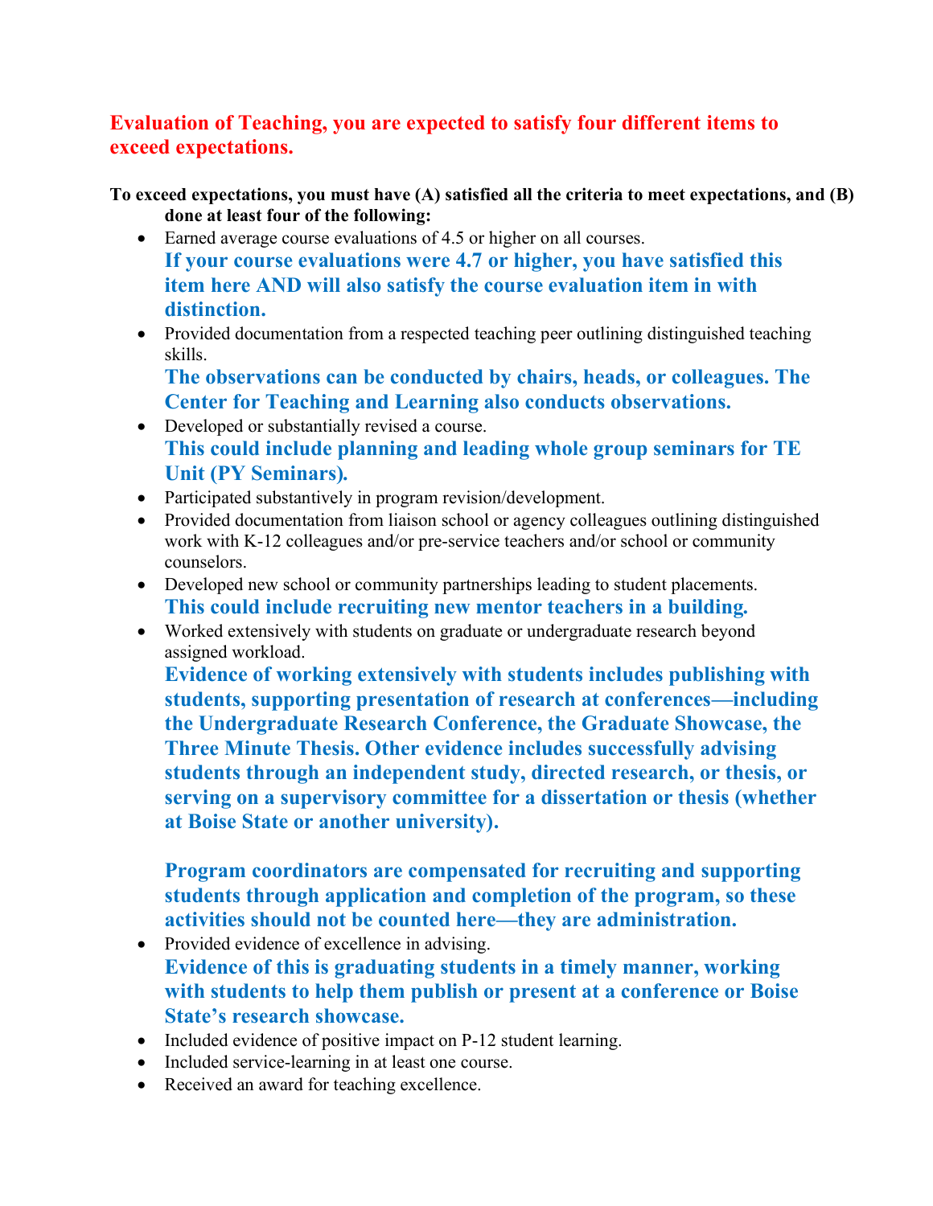## Evaluation of Teaching, you are expected to satisfy four different items to exceed expectations.

**To exceed expectations, you must have (A) satisfied all the criteria to meet expectations, and (B) done at least four of the following:**

- Earned average course evaluations of 4.5 or higher on all courses.
  **If your course evaluations were 4.7 or higher, you have satisfied this item here AND will also satisfy the course evaluation item in with distinction.**
- Provided documentation from a respected teaching peer outlining distinguished teaching skills.
  **The observations can be conducted by chairs, heads, or colleagues. The Center for Teaching and Learning also conducts observations.**
- Developed or substantially revised a course.
  **This could include planning and leading whole group seminars for TE Unit (PY Seminars).**
- Participated substantively in program revision/development.
- Provided documentation from liaison school or agency colleagues outlining distinguished work with K-12 colleagues and/or pre-service teachers and/or school or community counselors.
- Developed new school or community partnerships leading to student placements.
  **This could include recruiting new mentor teachers in a building.**
- Worked extensively with students on graduate or undergraduate research beyond assigned workload.
  **Evidence of working extensively with students includes publishing with students, supporting presentation of research at conferences—including the Undergraduate Research Conference, the Graduate Showcase, the Three Minute Thesis. Other evidence includes successfully advising students through an independent study, directed research, or thesis, or serving on a supervisory committee for a dissertation or thesis (whether at Boise State or another university).**

  **Program coordinators are compensated for recruiting and supporting students through application and completion of the program, so these activities should not be counted here—they are administration.**
- Provided evidence of excellence in advising.
  **Evidence of this is graduating students in a timely manner, working with students to help them publish or present at a conference or Boise State's research showcase.**
- Included evidence of positive impact on P-12 student learning.
- Included service-learning in at least one course.
- Received an award for teaching excellence.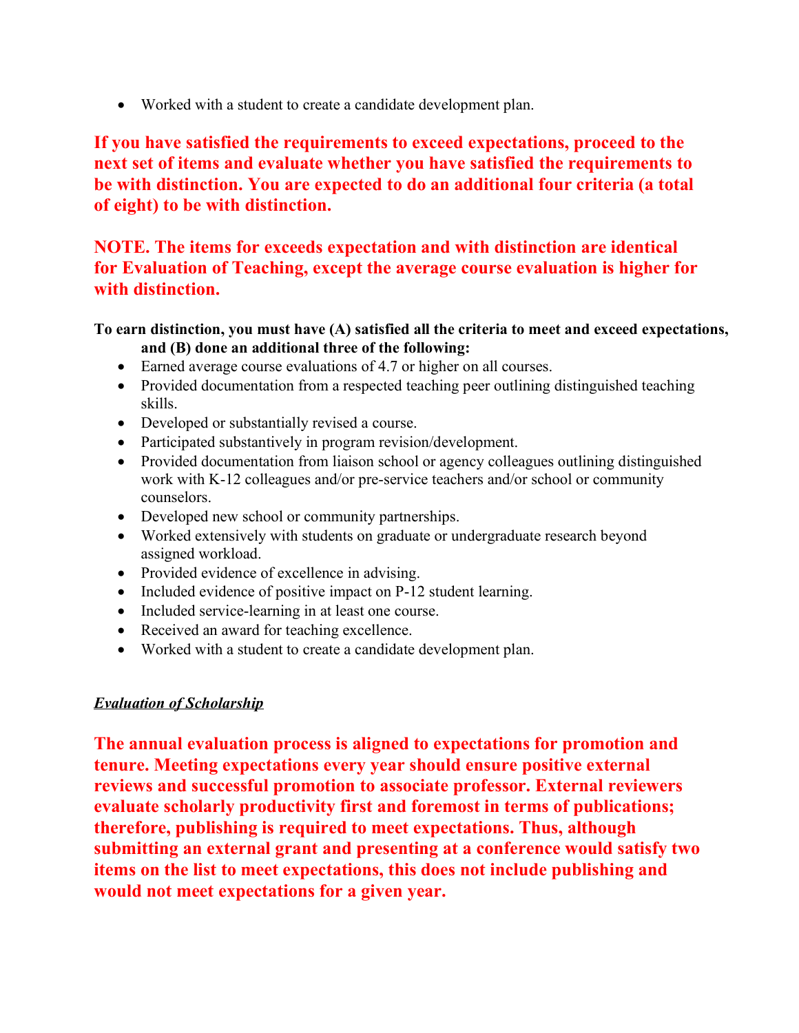- Worked with a student to create a candidate development plan.

**If you have satisfied the requirements to exceed expectations, proceed to the next set of items and evaluate whether you have satisfied the requirements to be with distinction. You are expected to do an additional four criteria (a total of eight) to be with distinction.**

**NOTE. The items for exceeds expectation and with distinction are identical for Evaluation of Teaching, except the average course evaluation is higher for with distinction.**

**To earn distinction, you must have (A) satisfied all the criteria to meet and exceed expectations, and (B) done an additional three of the following:**

- Earned average course evaluations of 4.7 or higher on all courses.
- Provided documentation from a respected teaching peer outlining distinguished teaching skills.
- Developed or substantially revised a course.
- Participated substantively in program revision/development.
- Provided documentation from liaison school or agency colleagues outlining distinguished work with K-12 colleagues and/or pre-service teachers and/or school or community counselors.
- Developed new school or community partnerships.
- Worked extensively with students on graduate or undergraduate research beyond assigned workload.
- Provided evidence of excellence in advising.
- Included evidence of positive impact on P-12 student learning.
- Included service-learning in at least one course.
- Received an award for teaching excellence.
- Worked with a student to create a candidate development plan.

***Evaluation of Scholarship***

**The annual evaluation process is aligned to expectations for promotion and tenure. Meeting expectations every year should ensure positive external reviews and successful promotion to associate professor. External reviewers evaluate scholarly productivity first and foremost in terms of publications; therefore, publishing is required to meet expectations. Thus, although submitting an external grant and presenting at a conference would satisfy two items on the list to meet expectations, this does not include publishing and would not meet expectations for a given year.**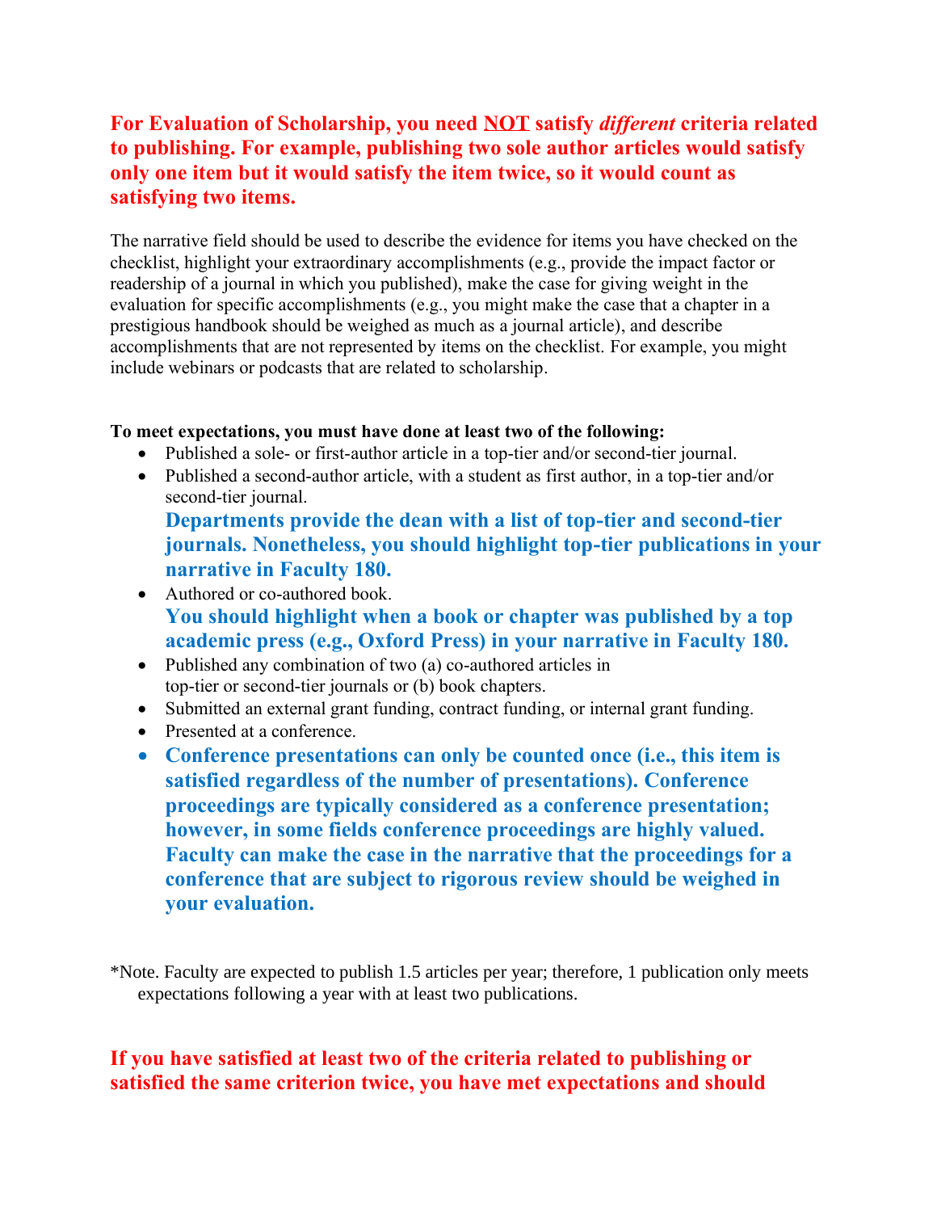**For Evaluation of Scholarship, you need <u>NOT</u> satisfy *different* criteria related to publishing. For example, publishing two sole author articles would satisfy only one item but it would satisfy the item twice, so it would count as satisfying two items.**

The narrative field should be used to describe the evidence for items you have checked on the checklist, highlight your extraordinary accomplishments (e.g., provide the impact factor or readership of a journal in which you published), make the case for giving weight in the evaluation for specific accomplishments (e.g., you might make the case that a chapter in a prestigious handbook should be weighed as much as a journal article), and describe accomplishments that are not represented by items on the checklist. For example, you might include webinars or podcasts that are related to scholarship.

**To meet expectations, you must have done at least two of the following:**

- Published a sole- or first-author article in a top-tier and/or second-tier journal.
- Published a second-author article, with a student as first author, in a top-tier and/or second-tier journal.
  **Departments provide the dean with a list of top-tier and second-tier journals. Nonetheless, you should highlight top-tier publications in your narrative in Faculty 180.**
- Authored or co-authored book.
  **You should highlight when a book or chapter was published by a top academic press (e.g., Oxford Press) in your narrative in Faculty 180.**
- Published any combination of two (a) co-authored articles in top-tier or second-tier journals or (b) book chapters.
- Submitted an external grant funding, contract funding, or internal grant funding.
- Presented at a conference.
- **Conference presentations can only be counted once (i.e., this item is satisfied regardless of the number of presentations). Conference proceedings are typically considered as a conference presentation; however, in some fields conference proceedings are highly valued. Faculty can make the case in the narrative that the proceedings for a conference that are subject to rigorous review should be weighed in your evaluation.**

*Note. Faculty are expected to publish 1.5 articles per year; therefore, 1 publication only meets expectations following a year with at least two publications.

**If you have satisfied at least two of the criteria related to publishing or satisfied the same criterion twice, you have met expectations and should**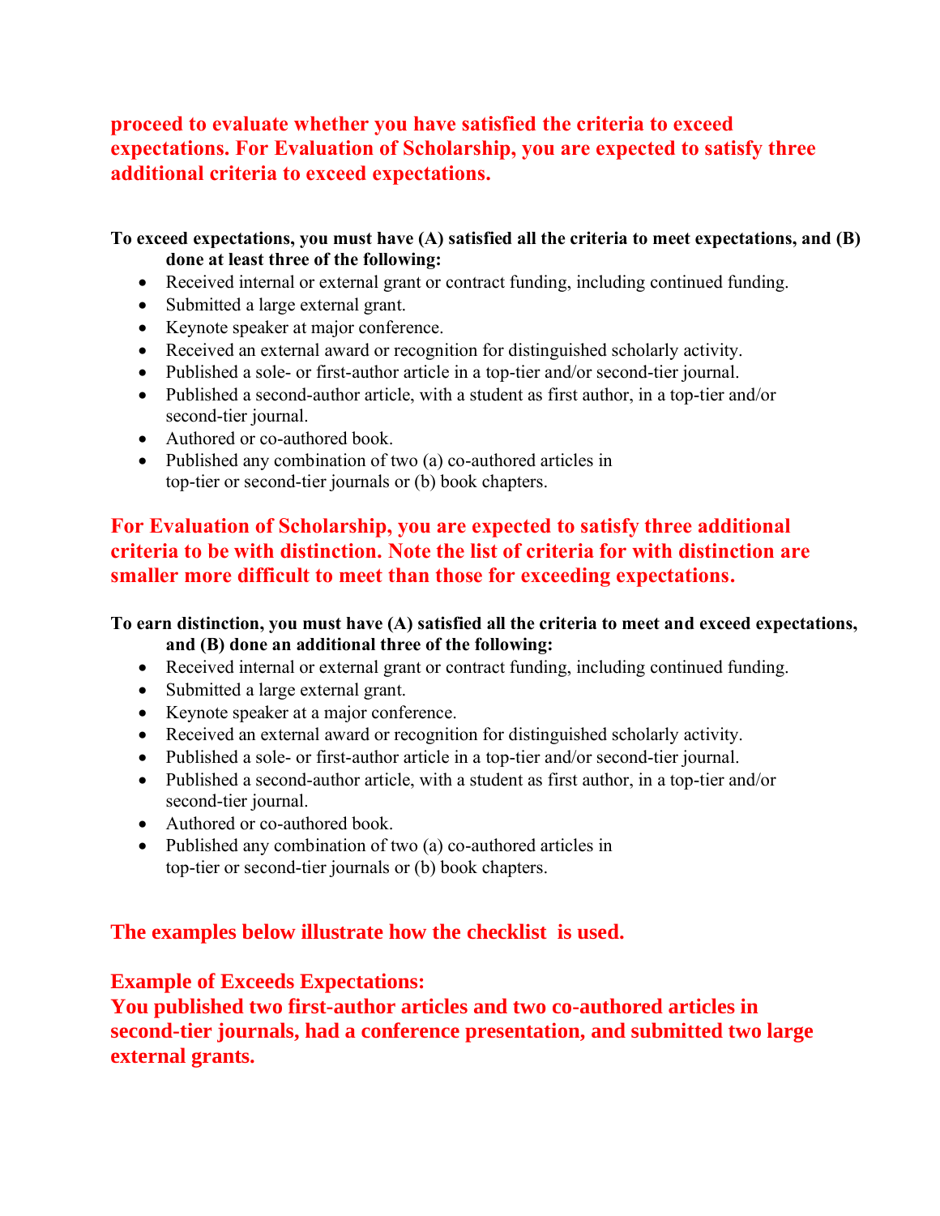**proceed to evaluate whether you have satisfied the criteria to exceed expectations. For Evaluation of Scholarship, you are expected to satisfy three additional criteria to exceed expectations.**

**To exceed expectations, you must have (A) satisfied all the criteria to meet expectations, and (B) done at least three of the following:**

- Received internal or external grant or contract funding, including continued funding.
- Submitted a large external grant.
- Keynote speaker at major conference.
- Received an external award or recognition for distinguished scholarly activity.
- Published a sole- or first-author article in a top-tier and/or second-tier journal.
- Published a second-author article, with a student as first author, in a top-tier and/or second-tier journal.
- Authored or co-authored book.
- Published any combination of two (a) co-authored articles in top-tier or second-tier journals or (b) book chapters.

**For Evaluation of Scholarship, you are expected to satisfy three additional criteria to be with distinction. Note the list of criteria for with distinction are smaller more difficult to meet than those for exceeding expectations.**

**To earn distinction, you must have (A) satisfied all the criteria to meet and exceed expectations, and (B) done an additional three of the following:**

- Received internal or external grant or contract funding, including continued funding.
- Submitted a large external grant.
- Keynote speaker at a major conference.
- Received an external award or recognition for distinguished scholarly activity.
- Published a sole- or first-author article in a top-tier and/or second-tier journal.
- Published a second-author article, with a student as first author, in a top-tier and/or second-tier journal.
- Authored or co-authored book.
- Published any combination of two (a) co-authored articles in top-tier or second-tier journals or (b) book chapters.

**The examples below illustrate how the checklist is used.**

**Example of Exceeds Expectations:**
**You published two first-author articles and two co-authored articles in second-tier journals, had a conference presentation, and submitted two large external grants.**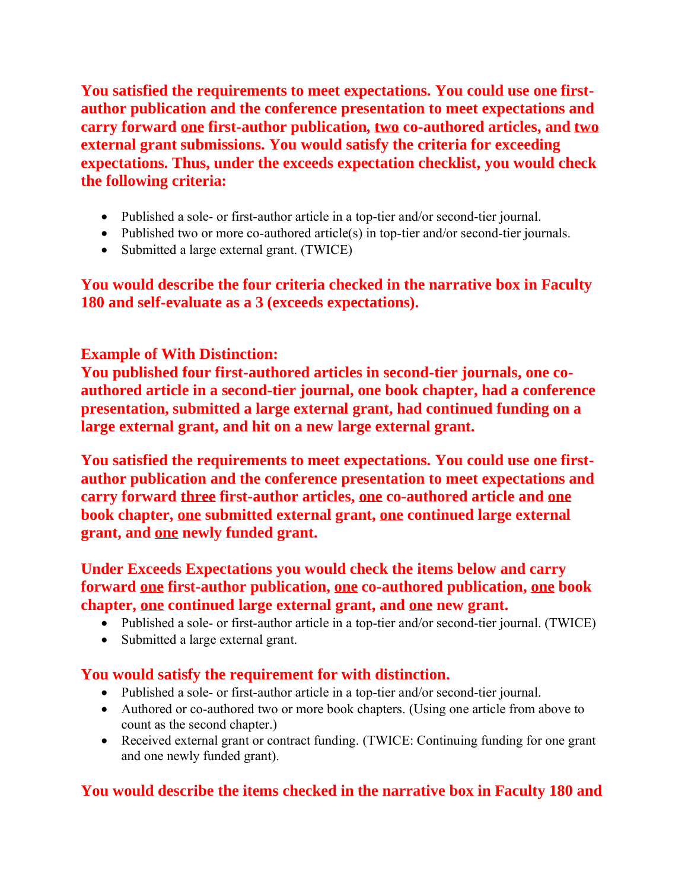**You satisfied the requirements to meet expectations. You could use one first-author publication and the conference presentation to meet expectations and carry forward one first-author publication, two co-authored articles, and two external grant submissions. You would satisfy the criteria for exceeding expectations. Thus, under the exceeds expectation checklist, you would check the following criteria:**

- Published a sole- or first-author article in a top-tier and/or second-tier journal.
- Published two or more co-authored article(s) in top-tier and/or second-tier journals.
- Submitted a large external grant. (TWICE)

**You would describe the four criteria checked in the narrative box in Faculty 180 and self-evaluate as a 3 (exceeds expectations).**

**Example of With Distinction:**

**You published four first-authored articles in second-tier journals, one co-authored article in a second-tier journal, one book chapter, had a conference presentation, submitted a large external grant, had continued funding on a large external grant, and hit on a new large external grant.**

**You satisfied the requirements to meet expectations. You could use one first-author publication and the conference presentation to meet expectations and carry forward three first-author articles, one co-authored article and one book chapter, one submitted external grant, one continued large external grant, and one newly funded grant.**

**Under Exceeds Expectations you would check the items below and carry forward one first-author publication, one co-authored publication, one book chapter, one continued large external grant, and one new grant.**

- Published a sole- or first-author article in a top-tier and/or second-tier journal. (TWICE)
- Submitted a large external grant.

**You would satisfy the requirement for with distinction.**

- Published a sole- or first-author article in a top-tier and/or second-tier journal.
- Authored or co-authored two or more book chapters. (Using one article from above to count as the second chapter.)
- Received external grant or contract funding. (TWICE: Continuing funding for one grant and one newly funded grant).

**You would describe the items checked in the narrative box in Faculty 180 and**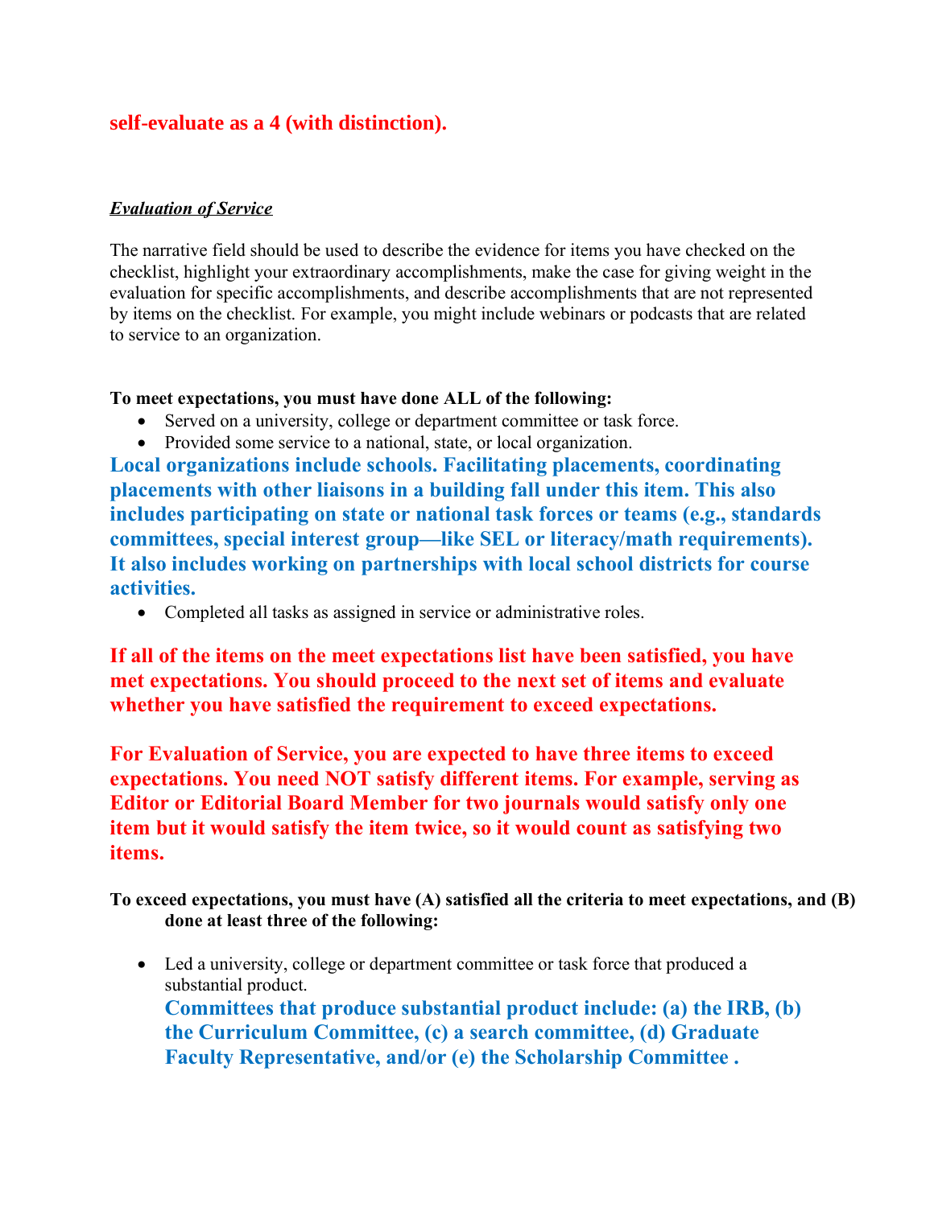**self-evaluate as a 4 (with distinction).**

***Evaluation of Service***

The narrative field should be used to describe the evidence for items you have checked on the checklist, highlight your extraordinary accomplishments, make the case for giving weight in the evaluation for specific accomplishments, and describe accomplishments that are not represented by items on the checklist. For example, you might include webinars or podcasts that are related to service to an organization.

**To meet expectations, you must have done ALL of the following:**

- Served on a university, college or department committee or task force.
- Provided some service to a national, state, or local organization.

**Local organizations include schools. Facilitating placements, coordinating placements with other liaisons in a building fall under this item. This also includes participating on state or national task forces or teams (e.g., standards committees, special interest group—like SEL or literacy/math requirements). It also includes working on partnerships with local school districts for course activities.**

- Completed all tasks as assigned in service or administrative roles.

**If all of the items on the meet expectations list have been satisfied, you have met expectations. You should proceed to the next set of items and evaluate whether you have satisfied the requirement to exceed expectations.**

**For Evaluation of Service, you are expected to have three items to exceed expectations. You need NOT satisfy different items. For example, serving as Editor or Editorial Board Member for two journals would satisfy only one item but it would satisfy the item twice, so it would count as satisfying two items.**

**To exceed expectations, you must have (A) satisfied all the criteria to meet expectations, and (B) done at least three of the following:**

- Led a university, college or department committee or task force that produced a substantial product.
  **Committees that produce substantial product include: (a) the IRB, (b) the Curriculum Committee, (c) a search committee, (d) Graduate Faculty Representative, and/or (e) the Scholarship Committee .**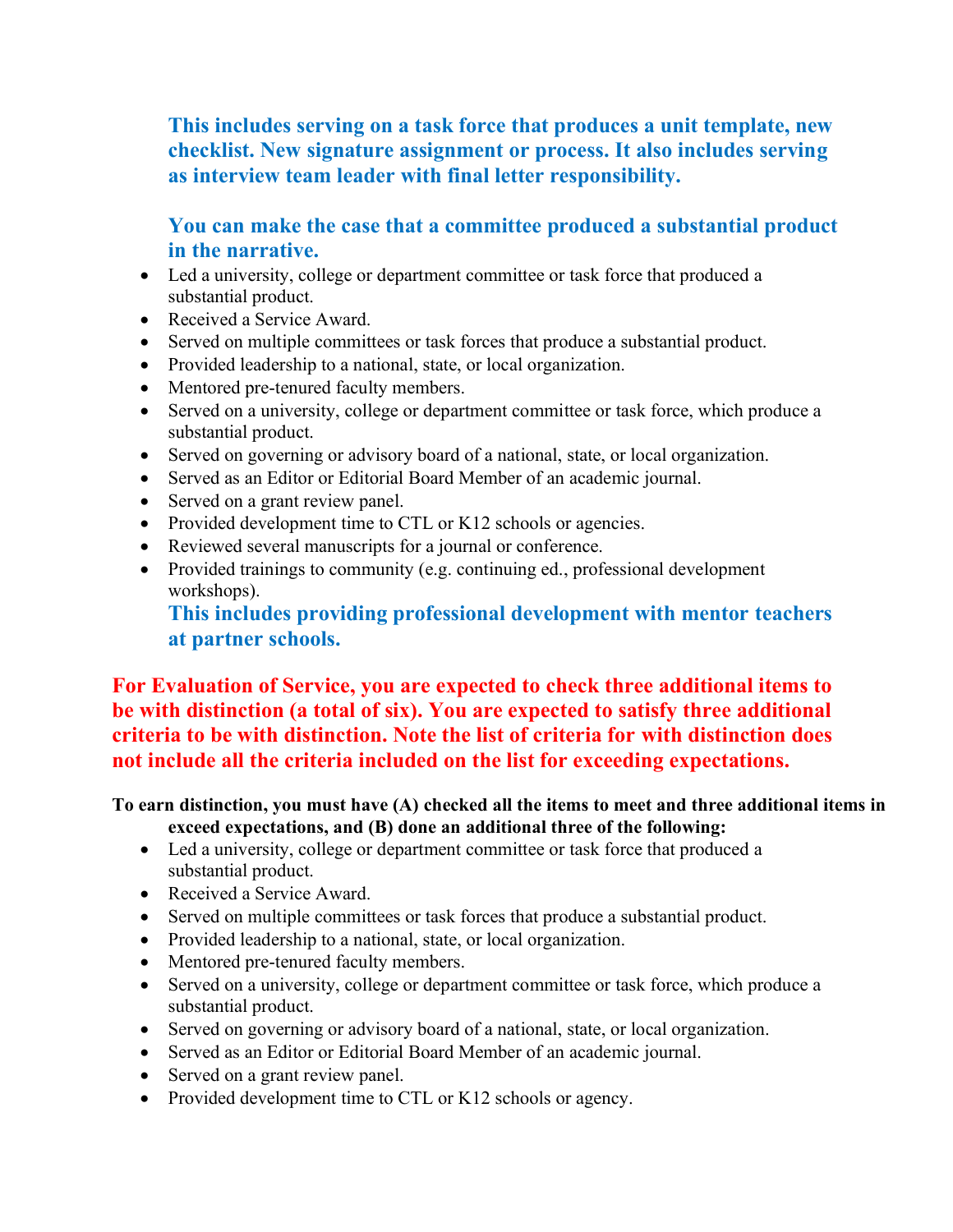**This includes serving on a task force that produces a unit template, new checklist. New signature assignment or process. It also includes serving as interview team leader with final letter responsibility.**

**You can make the case that a committee produced a substantial product in the narrative.**

- Led a university, college or department committee or task force that produced a substantial product.
- Received a Service Award.
- Served on multiple committees or task forces that produce a substantial product.
- Provided leadership to a national, state, or local organization.
- Mentored pre-tenured faculty members.
- Served on a university, college or department committee or task force, which produce a substantial product.
- Served on governing or advisory board of a national, state, or local organization.
- Served as an Editor or Editorial Board Member of an academic journal.
- Served on a grant review panel.
- Provided development time to CTL or K12 schools or agencies.
- Reviewed several manuscripts for a journal or conference.
- Provided trainings to community (e.g. continuing ed., professional development workshops).

  **This includes providing professional development with mentor teachers at partner schools.**

**For Evaluation of Service, you are expected to check three additional items to be with distinction (a total of six). You are expected to satisfy three additional criteria to be with distinction. Note the list of criteria for with distinction does not include all the criteria included on the list for exceeding expectations.**

**To earn distinction, you must have (A) checked all the items to meet and three additional items in exceed expectations, and (B) done an additional three of the following:**

- Led a university, college or department committee or task force that produced a substantial product.
- Received a Service Award.
- Served on multiple committees or task forces that produce a substantial product.
- Provided leadership to a national, state, or local organization.
- Mentored pre-tenured faculty members.
- Served on a university, college or department committee or task force, which produce a substantial product.
- Served on governing or advisory board of a national, state, or local organization.
- Served as an Editor or Editorial Board Member of an academic journal.
- Served on a grant review panel.
- Provided development time to CTL or K12 schools or agency.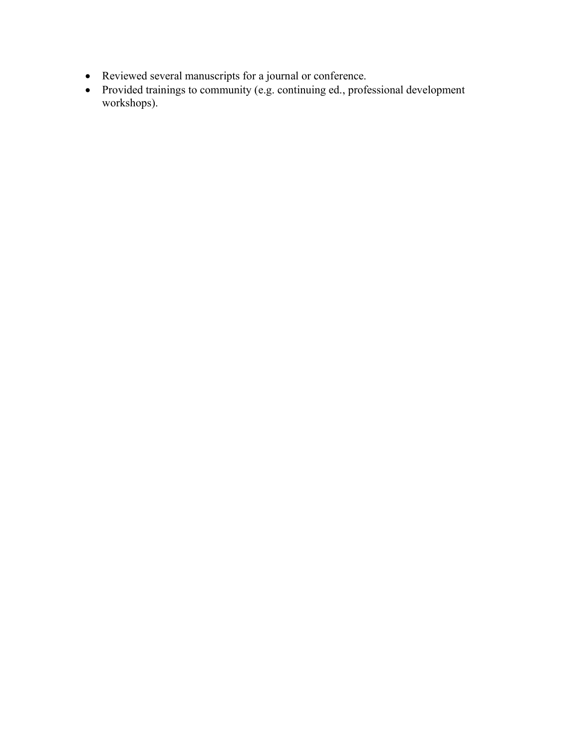- Reviewed several manuscripts for a journal or conference.
- Provided trainings to community (e.g. continuing ed., professional development workshops).